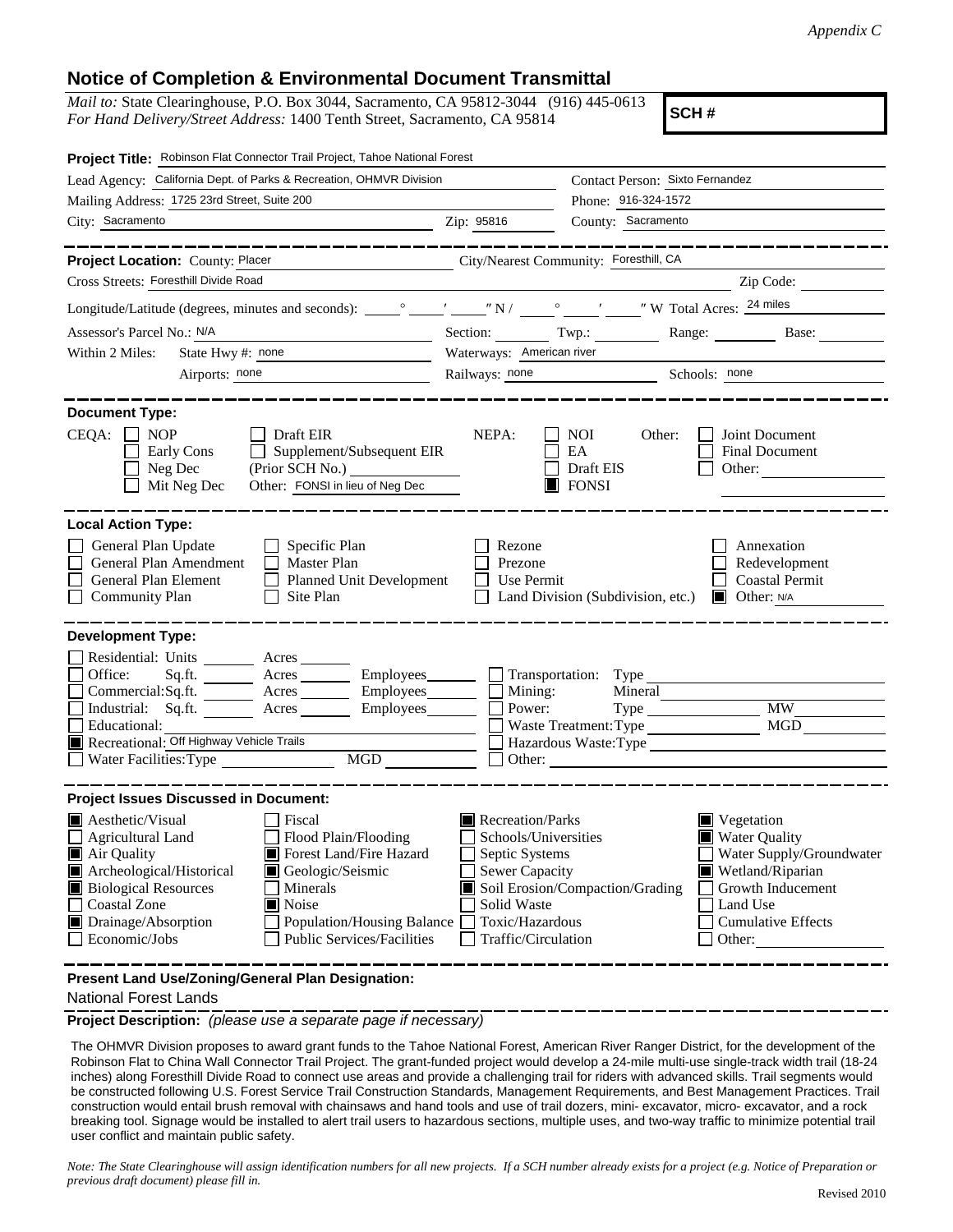*Appendix C*

# Notice of Completion & Environmental Document Transmittal

*Mail to:* State Clearinghouse, P.O. Box 3044, Sacramento, CA 95812-3044 (916) 445-0613
*For Hand Delivery/Street Address:* 1400 Tenth Street, Sacramento, CA 95814

**SCH #**

**Project Title:** Robinson Flat Connector Trail Project, Tahoe National Forest

Lead Agency: California Dept. of Parks & Recreation, OHMVR Division
Contact Person: Sixto Fernandez

Mailing Address: 1725 23rd Street, Suite 200
Phone: 916-324-1572

City: Sacramento Zip: 95816 County: Sacramento

---

**Project Location:** County: Placer City/Nearest Community: Foresthill, CA

Cross Streets: Foresthill Divide Road Zip Code:

Longitude/Latitude (degrees, minutes and seconds): ____° ____′ ____″ N / ____° ____′ ____″ W Total Acres: 24 miles

Assessor's Parcel No.: N/A Section: Twp.: Range: Base:

Within 2 Miles: State Hwy #: none Waterways: American river

Airports: none Railways: none Schools: none

---

**Document Type:**

CEQA: ☐ NOP ☐ Draft EIR
☐ Early Cons ☐ Supplement/Subsequent EIR
☐ Neg Dec (Prior SCH No.)
☐ Mit Neg Dec Other: FONSI in lieu of Neg Dec

NEPA: ☐ NOI ☐ EA ☐ Draft EIS ☒ FONSI

Other: ☐ Joint Document ☐ Final Document ☐ Other:

---

**Local Action Type:**

☐ General Plan Update ☐ Specific Plan ☐ Rezone ☐ Annexation
☐ General Plan Amendment ☐ Master Plan ☐ Prezone ☐ Redevelopment
☐ General Plan Element ☐ Planned Unit Development ☐ Use Permit ☐ Coastal Permit
☐ Community Plan ☐ Site Plan ☐ Land Division (Subdivision, etc.) ☒ Other: N/A

---

**Development Type:**

☐ Residential: Units ____ Acres ____
☐ Office: Sq.ft. ____ Acres ____ Employees ____
☐ Commercial: Sq.ft. ____ Acres ____ Employees ____
☐ Industrial: Sq.ft. ____ Acres ____ Employees ____
☐ Educational:
☒ Recreational: Off Highway Vehicle Trails
☐ Water Facilities: Type ____ MGD ____
☐ Transportation: Type
☐ Mining: Mineral
☐ Power: Type ____ MW
☐ Waste Treatment: Type ____ MGD
☐ Hazardous Waste: Type
☐ Other:

---

**Project Issues Discussed in Document:**

☒ Aesthetic/Visual ☐ Fiscal ☒ Recreation/Parks ☒ Vegetation
☐ Agricultural Land ☐ Flood Plain/Flooding ☐ Schools/Universities ☒ Water Quality
☒ Air Quality ☒ Forest Land/Fire Hazard ☐ Septic Systems ☐ Water Supply/Groundwater
☒ Archeological/Historical ☒ Geologic/Seismic ☐ Sewer Capacity ☒ Wetland/Riparian
☒ Biological Resources ☐ Minerals ☒ Soil Erosion/Compaction/Grading ☐ Growth Inducement
☐ Coastal Zone ☒ Noise ☐ Solid Waste ☐ Land Use
☒ Drainage/Absorption ☐ Population/Housing Balance ☐ Toxic/Hazardous ☐ Cumulative Effects
☐ Economic/Jobs ☐ Public Services/Facilities ☐ Traffic/Circulation ☐ Other:

---

**Present Land Use/Zoning/General Plan Designation:**

National Forest Lands

**Project Description:** *(please use a separate page if necessary)*

The OHMVR Division proposes to award grant funds to the Tahoe National Forest, American River Ranger District, for the development of the Robinson Flat to China Wall Connector Trail Project. The grant-funded project would develop a 24-mile multi-use single-track width trail (18-24 inches) along Foresthill Divide Road to connect use areas and provide a challenging trail for riders with advanced skills. Trail segments would be constructed following U.S. Forest Service Trail Construction Standards, Management Requirements, and Best Management Practices. Trail construction would entail brush removal with chainsaws and hand tools and use of trail dozers, mini- excavator, micro- excavator, and a rock breaking tool. Signage would be installed to alert trail users to hazardous sections, multiple uses, and two-way traffic to minimize potential trail user conflict and maintain public safety.

*Note: The State Clearinghouse will assign identification numbers for all new projects. If a SCH number already exists for a project (e.g. Notice of Preparation or previous draft document) please fill in.*

Revised 2010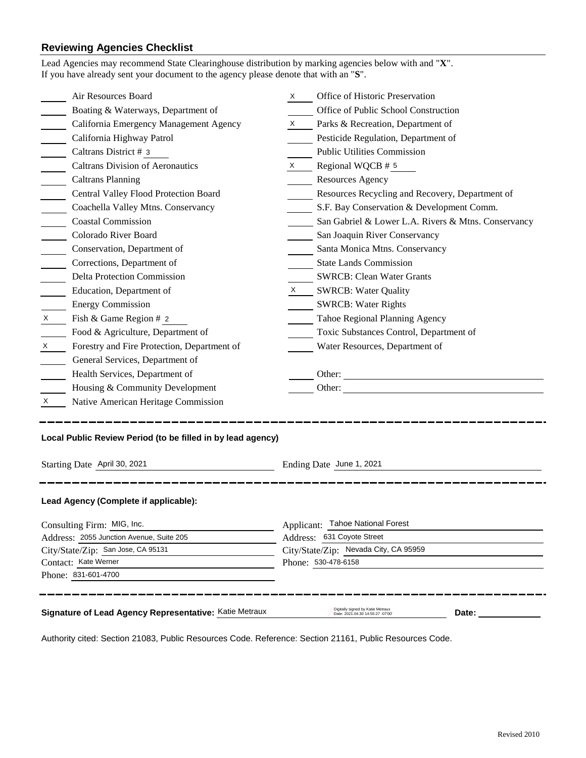## Reviewing Agencies Checklist

Lead Agencies may recommend State Clearinghouse distribution by marking agencies below with and "**X**".
If you have already sent your document to the agency please denote that with an "**S**".

| | | | |
|---|---|---|---|
| | Air Resources Board | X | Office of Historic Preservation |
| | Boating & Waterways, Department of | | Office of Public School Construction |
| | California Emergency Management Agency | X | Parks & Recreation, Department of |
| | California Highway Patrol | | Pesticide Regulation, Department of |
| | Caltrans District # 3 | | Public Utilities Commission |
| | Caltrans Division of Aeronautics | X | Regional WQCB # 5 |
| | Caltrans Planning | | Resources Agency |
| | Central Valley Flood Protection Board | | Resources Recycling and Recovery, Department of |
| | Coachella Valley Mtns. Conservancy | | S.F. Bay Conservation & Development Comm. |
| | Coastal Commission | | San Gabriel & Lower L.A. Rivers & Mtns. Conservancy |
| | Colorado River Board | | San Joaquin River Conservancy |
| | Conservation, Department of | | Santa Monica Mtns. Conservancy |
| | Corrections, Department of | | State Lands Commission |
| | Delta Protection Commission | | SWRCB: Clean Water Grants |
| | Education, Department of | X | SWRCB: Water Quality |
| | Energy Commission | | SWRCB: Water Rights |
| X | Fish & Game Region # 2 | | Tahoe Regional Planning Agency |
| | Food & Agriculture, Department of | | Toxic Substances Control, Department of |
| X | Forestry and Fire Protection, Department of | | Water Resources, Department of |
| | General Services, Department of | | |
| | Health Services, Department of | | Other: |
| | Housing & Community Development | | Other: |
| X | Native American Heritage Commission | | |

---

### Local Public Review Period (to be filled in by lead agency)

Starting Date April 30, 2021

Ending Date June 1, 2021

---

### Lead Agency (Complete if applicable):

Consulting Firm: MIG, Inc.
Address: 2055 Junction Avenue, Suite 205
City/State/Zip: San Jose, CA 95131
Contact: Kate Werner
Phone: 831-601-4700

Applicant: Tahoe National Forest
Address: 631 Coyote Street
City/State/Zip: Nevada City, CA 95959
Phone: 530-478-6158

---

**Signature of Lead Agency Representative:** Katie Metraux Digitally signed by Katie Metraux Date: 2021.04.30 14:55:27 -07'00' **Date:**

Authority cited: Section 21083, Public Resources Code. Reference: Section 21161, Public Resources Code.

Revised 2010